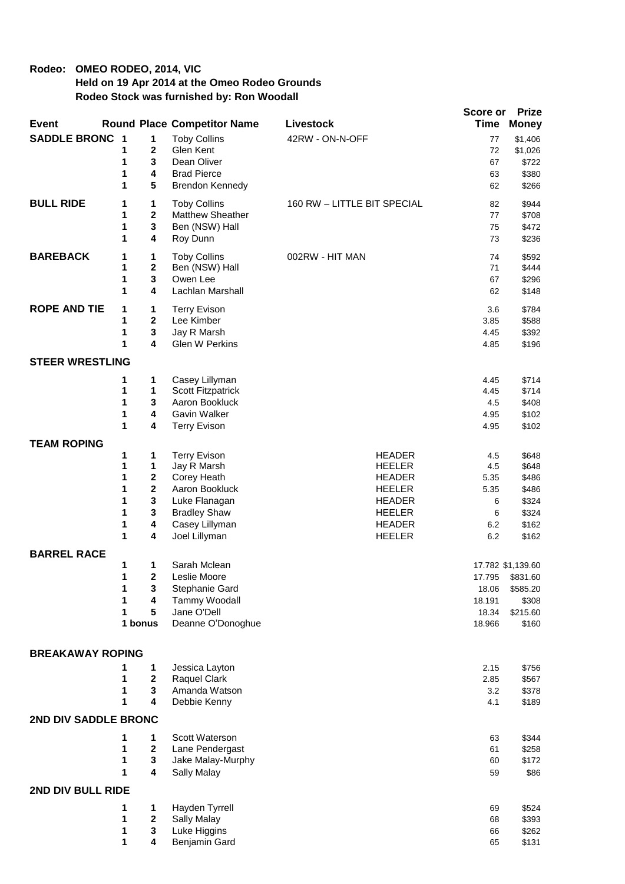**Rodeo: OMEO RODEO, 2014, VIC**
**Held on 19 Apr 2014 at the Omeo Rodeo Grounds**
**Rodeo Stock was furnished by: Ron Woodall**

| Event | Round | Place | Competitor Name | Livestock | | Score or Time | Prize Money |
|---|---|---|---|---|---|---|---|
| **SADDLE BRONC** | 1 | 1 | Toby Collins | 42RW - ON-N-OFF | | 77 | $1,406 |
| | 1 | 2 | Glen Kent | | | 72 | $1,026 |
| | 1 | 3 | Dean Oliver | | | 67 | $722 |
| | 1 | 4 | Brad Pierce | | | 63 | $380 |
| | 1 | 5 | Brendon Kennedy | | | 62 | $266 |
| **BULL RIDE** | 1 | 1 | Toby Collins | 160 RW – LITTLE BIT SPECIAL | | 82 | $944 |
| | 1 | 2 | Matthew Sheather | | | 77 | $708 |
| | 1 | 3 | Ben (NSW) Hall | | | 75 | $472 |
| | 1 | 4 | Roy Dunn | | | 73 | $236 |
| **BAREBACK** | 1 | 1 | Toby Collins | 002RW - HIT MAN | | 74 | $592 |
| | 1 | 2 | Ben (NSW) Hall | | | 71 | $444 |
| | 1 | 3 | Owen Lee | | | 67 | $296 |
| | 1 | 4 | Lachlan Marshall | | | 62 | $148 |
| **ROPE AND TIE** | 1 | 1 | Terry Evison | | | 3.6 | $784 |
| | 1 | 2 | Lee Kimber | | | 3.85 | $588 |
| | 1 | 3 | Jay R Marsh | | | 4.45 | $392 |
| | 1 | 4 | Glen W Perkins | | | 4.85 | $196 |
| **STEER WRESTLING** | | | | | | | |
| | 1 | 1 | Casey Lillyman | | | 4.45 | $714 |
| | 1 | 1 | Scott Fitzpatrick | | | 4.45 | $714 |
| | 1 | 3 | Aaron Bookluck | | | 4.5 | $408 |
| | 1 | 4 | Gavin Walker | | | 4.95 | $102 |
| | 1 | 4 | Terry Evison | | | 4.95 | $102 |
| **TEAM ROPING** | | | | | | | |
| | 1 | 1 | Terry Evison | | HEADER | 4.5 | $648 |
| | 1 | 1 | Jay R Marsh | | HEELER | 4.5 | $648 |
| | 1 | 2 | Corey Heath | | HEADER | 5.35 | $486 |
| | 1 | 2 | Aaron Bookluck | | HEELER | 5.35 | $486 |
| | 1 | 3 | Luke Flanagan | | HEADER | 6 | $324 |
| | 1 | 3 | Bradley Shaw | | HEELER | 6 | $324 |
| | 1 | 4 | Casey Lillyman | | HEADER | 6.2 | $162 |
| | 1 | 4 | Joel Lillyman | | HEELER | 6.2 | $162 |
| **BARREL RACE** | | | | | | | |
| | 1 | 1 | Sarah Mclean | | | 17.782 | $1,139.60 |
| | 1 | 2 | Leslie Moore | | | 17.795 | $831.60 |
| | 1 | 3 | Stephanie Gard | | | 18.06 | $585.20 |
| | 1 | 4 | Tammy Woodall | | | 18.191 | $308 |
| | 1 | 5 | Jane O'Dell | | | 18.34 | $215.60 |
| | 1 | bonus | Deanne O'Donoghue | | | 18.966 | $160 |
| **BREAKAWAY ROPING** | | | | | | | |
| | 1 | 1 | Jessica Layton | | | 2.15 | $756 |
| | 1 | 2 | Raquel Clark | | | 2.85 | $567 |
| | 1 | 3 | Amanda Watson | | | 3.2 | $378 |
| | 1 | 4 | Debbie Kenny | | | 4.1 | $189 |
| **2ND DIV SADDLE BRONC** | | | | | | | |
| | 1 | 1 | Scott Waterson | | | 63 | $344 |
| | 1 | 2 | Lane Pendergast | | | 61 | $258 |
| | 1 | 3 | Jake Malay-Murphy | | | 60 | $172 |
| | 1 | 4 | Sally Malay | | | 59 | $86 |
| **2ND DIV BULL RIDE** | | | | | | | |
| | 1 | 1 | Hayden Tyrrell | | | 69 | $524 |
| | 1 | 2 | Sally Malay | | | 68 | $393 |
| | 1 | 3 | Luke Higgins | | | 66 | $262 |
| | 1 | 4 | Benjamin Gard | | | 65 | $131 |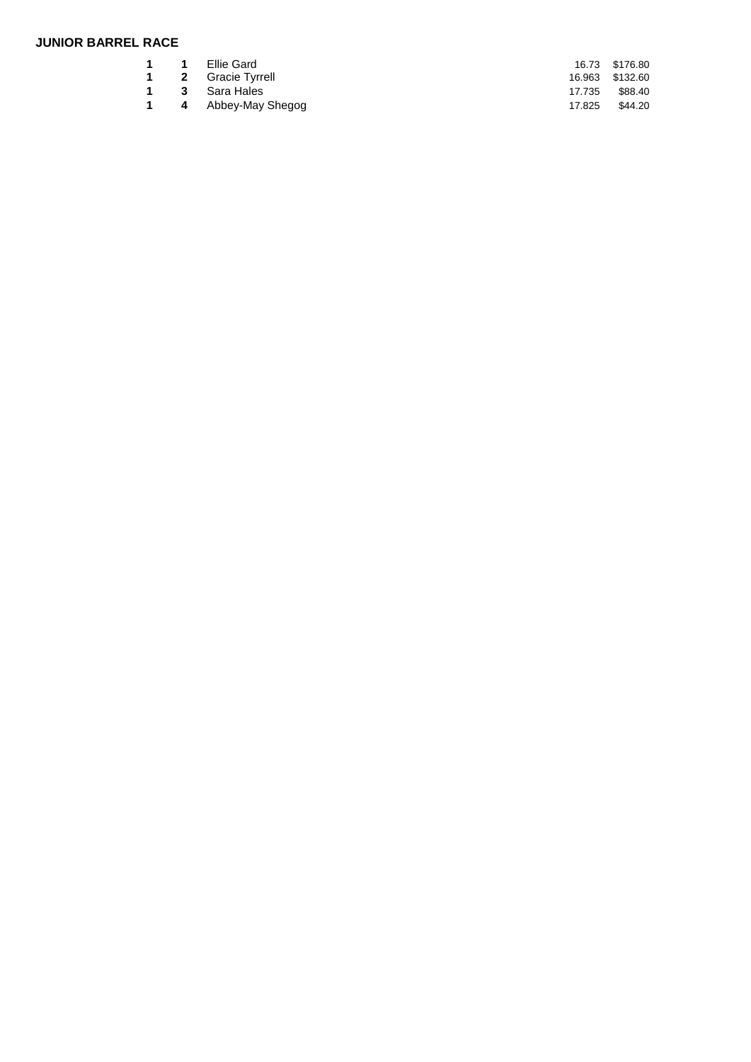**JUNIOR BARREL RACE**

| | | | | |
|---|---|---|---|---|
| **1** | **1** | Ellie Gard | 16.73 | $176.80 |
| **1** | **2** | Gracie Tyrrell | 16.963 | $132.60 |
| **1** | **3** | Sara Hales | 17.735 | $88.40 |
| **1** | **4** | Abbey-May Shegog | 17.825 | $44.20 |